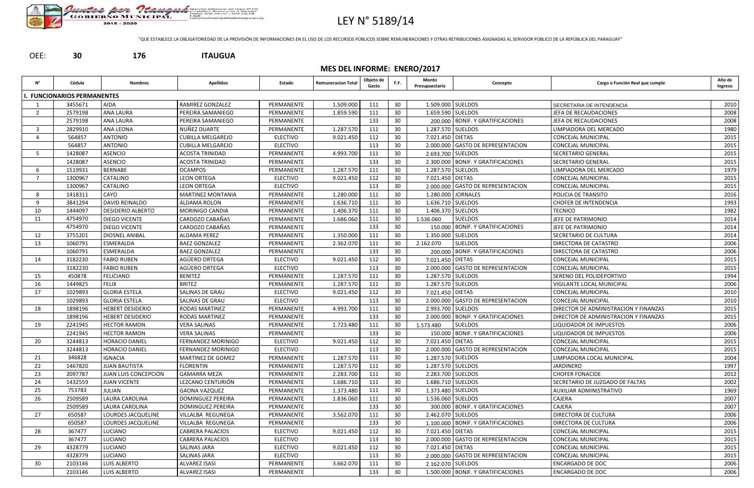# LEY N° 5189/14

"QUE ESTABLECE LA OBLIGATORIEDAD DE LA PROVISIÓN DE INFORMACIONES EN EL USO DE LOS RECURSOS PÚBLICOS SOBRE REMUNERACIONES Y OTRAS RETRIBUCIONES ASIGNADAS AL SERVIDOR PÚBLICO DE LA REPÚBLICA DEL PARAGUAY"

OEE: **30** **176** **ITAUGUA**

## MES DEL INFORME: ENERO/2017

| N° | Cédula | Nombres | Apellidos | Estado | Remuneracion Total | Objeto de Gasto | F.F. | Monto Presupuestario | Concepto | Cargo o Función Real que cumple | Año de Ingreso |
|---|---|---|---|---|---|---|---|---|---|---|---|
| **I. FUNCIONARIOS PERMANENTES** | | | | | | | | | | | |
| 1 | 3455671 | AIDA | RAMIREZ GONZALEZ | PERMANENTE | 1.509.000 | 111 | 30 | 1.509.000 | SUELDOS | SECRETARIA DE INTENDENCIA | 2010 |
| 2 | 2579198 | ANA LAURA | PEREIRA SAMANIEGO | PERMANENTE | 1.859.590 | 111 | 30 | 1.659.590 | SUELDOS | JEFA DE RECAUDACIONES | 2008 |
| | 2579198 | ANA LAURA | PEREIRA SAMANIEGO | PERMANENTE | | 133 | 30 | 200.000 | BONIF. Y GRATIFICACIONES | JEFA DE RECAUDACIONES | 2008 |
| 3 | 2829910 | ANA LEONA | NUÑEZ DUARTE | PERMANENTE | 1.287.570 | 111 | 30 | 1.287.570 | SUELDOS | LIMPIADORA DEL MERCADO | 1980 |
| 4 | 564857 | ANTONIO | CUBILLA MELGAREJO | ELECTIVO | 9.021.450 | 112 | 30 | 7.021.450 | DIETAS | CONCEJAL MUNICIPAL | 2015 |
| | 564857 | ANTONIO | CUBILLA MELGAREJO | ELECTIVO | | 113 | 30 | 2.000.000 | GASTO DE REPRESENTACION | CONCEJAL MUNICIPAL | 2015 |
| 5 | 1428087 | ASENCIO | ACOSTA TRINIDAD | PERMANENTE | 4.993.700 | 111 | 30 | 2.693.700 | SUELDOS | SECRETARIO GENERAL | 2015 |
| | 1428087 | ASENCIO | ACOSTA TRINIDAD | PERMANENTE | | 133 | 30 | 2.300.000 | BONIF. Y GRATIFICACIONES | SECRETARIO GENERAL | 2015 |
| 6 | 1519931 | BERNABE | OCAMPOS | PERMANENTE | 1.287.570 | 111 | 30 | 1.287.570 | SUELDOS | LIMPIADORA DEL MERCADO | 1979 |
| 7 | 1300967 | CATALINO | LEON ORTEGA | ELECTIVO | 9.021.450 | 112 | 30 | 7.021.450 | DIETAS | CONCEJAL MUNICIPAL | 2015 |
| | 1300967 | CATALINO | LEON ORTEGA | ELECTIVO | | 113 | 30 | 2.000.000 | GASTO DE REPRESENTACION | CONCEJAL MUNICIPAL | 2015 |
| 8 | 1418311 | CAYO | MARTINEZ MONTANIA | PERMANENTE | 1.280.000 | 111 | 30 | 1.280.000 | JORNALES | POLICIA DE TRANSITO | 2016 |
| 9 | 3841294 | DAVID REINALDO | ALDAMA ROLON | PERMANENTE | 1.636.710 | 111 | 30 | 1.636.710 | SUELDOS | CHOFER DE INTENDENCIA | 1993 |
| 10 | 1444097 | DESIDERIO ALBERTO | MORINIGO CANDIA | PERMANENTE | 1.406.370 | 111 | 30 | 1.406.370 | SUELDOS | TECNICO | 1982 |
| 11 | 4754970 | DIEGO VICENTE | CARDOZO CABAÑAS | PERMANENTE | 1.686.060 | 111 | 30 | 1.536.060 | SUELDOS | JEFE DE PATRIMONIO | 2014 |
| | 4754970 | DIEGO VICENTE | CARDOZO CABAÑAS | PERMANENTE | | 133 | 30 | 150.000 | BONIF. Y GRATIFICACIONES | JEFE DE PATRIMONIO | 2014 |
| 12 | 3755201 | DIOSNEL ANIBAL | ALDAMA PEREZ | PERMANENTE | 1.350.000 | 111 | 30 | 1.350.000 | SUELDOS | SECRETARIO DE CULTURA | 2014 |
| 13 | 1060791 | ESMERALDA | BAEZ GONZALEZ | PERMANENTE | 2.362.070 | 111 | 30 | 2.162.070 | SUELDOS | DIRECTORA DE CATASTRO | 2006 |
| | 1060791 | ESMERALDA | BAEZ GONZALEZ | PERMANENTE | | 133 | 30 | 200.000 | BONIF. Y GRATIFICACIONES | DIRECTORA DE CATASTRO | 2006 |
| 14 | 3182230 | FABIO RUBEN | AGÜERO ORTEGA | ELECTIVO | 9.021.450 | 112 | 30 | 7.021.450 | DIETAS | CONCEJAL MUNICIPAL | 2015 |
| | 3182230 | FABIO RUBEN | AGÜERO ORTEGA | ELECTIVO | | 113 | 30 | 2.000.000 | GASTO DE REPRESENTACION | CONCEJAL MUNICIPAL | 2015 |
| 15 | 450878 | FELICIANO | BENITEZ | PERMANENTE | 1.287.570 | 111 | 30 | 1.287.570 | SUELDOS | SERENO DEL POLIDEPORTIVO | 1994 |
| 16 | 1449825 | FELIX | BRITEZ | PERMANENTE | 1.287.570 | 111 | 30 | 1.287.570 | SUELDOS | VIGILANTE LOCAL MUNICIPAL | 2006 |
| 17 | 1029893 | GLORIA ESTELA | SALINAS DE GRAU | ELECTIVO | 9.021.450 | 112 | 30 | 7.021.450 | DIETAS | CONCEJAL MUNICIPAL | 2010 |
| | 1029893 | GLORIA ESTELA | SALINAS DE GRAU | ELECTIVO | | 113 | 30 | 2.000.000 | GASTO DE REPRESENTACION | CONCEJAL MUNICIPAL | 2010 |
| 18 | 1898196 | HEBERT DESIDERIO | RODAS MARTINEZ | PERMANENTE | 4.993.700 | 111 | 30 | 2.993.700 | SUELDOS | DIRECTOR DE ADMINISTRACION Y FINANZAS | 2015 |
| | 1898196 | HEBERT DESIDERIO | RODAS MARTINEZ | PERMANENTE | | 133 | 30 | 2.000.000 | BONIF. Y GRATIFICACIONES | DIRECTOR DE ADMINISTRACION Y FINANZAS | 2015 |
| 19 | 2241945 | HECTOR RAMON | VERA SALINAS | PERMANENTE | 1.723.480 | 111 | 30 | 1.573.480 | SUELDOS | LIQUIDADOR DE IMPUESTOS | 2006 |
| | 2241945 | HECTOR RAMON | VERA SALINAS | PERMANENTE | | 133 | 30 | 150.000 | BONIF. Y GRATIFICACIONES | LIQUIDADOR DE IMPUESTOS | 2006 |
| 20 | 3244813 | HORACIO DANIEL | FERNANDEZ MORINIGO | ELECTIVO | 9.021.450 | 112 | 30 | 7.021.450 | DIETAS | CONCEJAL MUNICIPAL | 2015 |
| | 3244813 | HORACIO DANIEL | FERNANDEZ MORINIGO | ELECTIVO | | 113 | 30 | 2.000.000 | GASTO DE REPRESENTACION | CONCEJAL MUNICIPAL | 2015 |
| 21 | 346828 | IGNACIA | MARTINEZ DE GOMEZ | PERMANENTE | 1.287.570 | 111 | 30 | 1.287.570 | SUELDOS | LIMPIADORA LOCAL MUNICIPAL | 2004 |
| 22 | 1467820 | JUAN BAUTISTA | FLORENTIN | PERMANENTE | 1.287.570 | 111 | 30 | 1.287.570 | SUELDOS | JARDINERO | 1997 |
| 23 | 2097787 | JUAN LUIS CONCEPCIÓN | GAMARRA MEZA | PERMANENTE | 2.283.700 | 111 | 30 | 2.283.700 | SUELDOS | CHOFER FONACIDE | 2012 |
| 24 | 1432559 | JUAN VICENTE | LEZCANO CENTURIÓN | PERMANENTE | 1.686.710 | 111 | 30 | 1.686.710 | SUELDOS | SECRETARIO DE JUZGADO DE FALTAS | 2002 |
| 25 | 753783 | JULIAN | GAONA VAZQUEZ | PERMANENTE | 1.373.480 | 111 | 30 | 1.373.480 | SUELDOS | AUXILIAR ADMINISTRATIVO | 1969 |
| 26 | 2509589 | LAURA CAROLINA | DOMINGUEZ PEREIRA | PERMANENTE | 1.836.060 | 111 | 30 | 1.536.060 | SUELDOS | CAJERA | 2007 |
| | 2509589 | LAURA CAROLINA | DOMINGUEZ PEREIRA | PERMANENTE | | 133 | 30 | 300.000 | BONIF. Y GRATIFICACIONES | CAJERA | 2007 |
| 27 | 650587 | LOURDES JACQUELINE | VILLALBA REGUNEGA | PERMANENTE | 3.562.070 | 111 | 30 | 2.462.070 | SUELDOS | DIRECTORA DE CULTURA | 2006 |
| | 650587 | LOURDES JACQUELINE | VILLALBA REGUNEGA | PERMANENTE | | 133 | 30 | 1.100.000 | BONIF. Y GRATIFICACIONES | DIRECTORA DE CULTURA | 2006 |
| 28 | 367477 | LUCIANO | CABRERA PALACIOS | ELECTIVO | 9.021.450 | 112 | 30 | 7.021.450 | DIETAS | CONCEJAL MUNICIPAL | 2015 |
| | 367477 | LUCIANO | CABRERA PALACIOS | ELECTIVO | | 113 | 30 | 2.000.000 | GASTO DE REPRESENTACION | CONCEJAL MUNICIPAL | 2015 |
| 29 | 4328779 | LUCIANO | SALINAS JARA | ELECTIVO | 9.021.450 | 112 | 30 | 7.021.450 | DIETAS | CONCEJAL MUNICIPAL | 2015 |
| | 4328779 | LUCIANO | SALINAS JARA | ELECTIVO | | 113 | 30 | 2.000.000 | GASTO DE REPRESENTACION | CONCEJAL MUNICIPAL | 2015 |
| 30 | 2103146 | LUIS ALBERTO | ALVAREZ ISASI | PERMANENTE | 3.662.070 | 111 | 30 | 2.162.070 | SUELDOS | ENCARGADO DE DOC | 2006 |
| | 2103146 | LUIS ALBERTO | ALVAREZ ISASI | PERMANENTE | | 133 | 30 | 1.500.000 | BONIF. Y GRATIFICACIONES | ENCARGADO DE DOC | 2006 |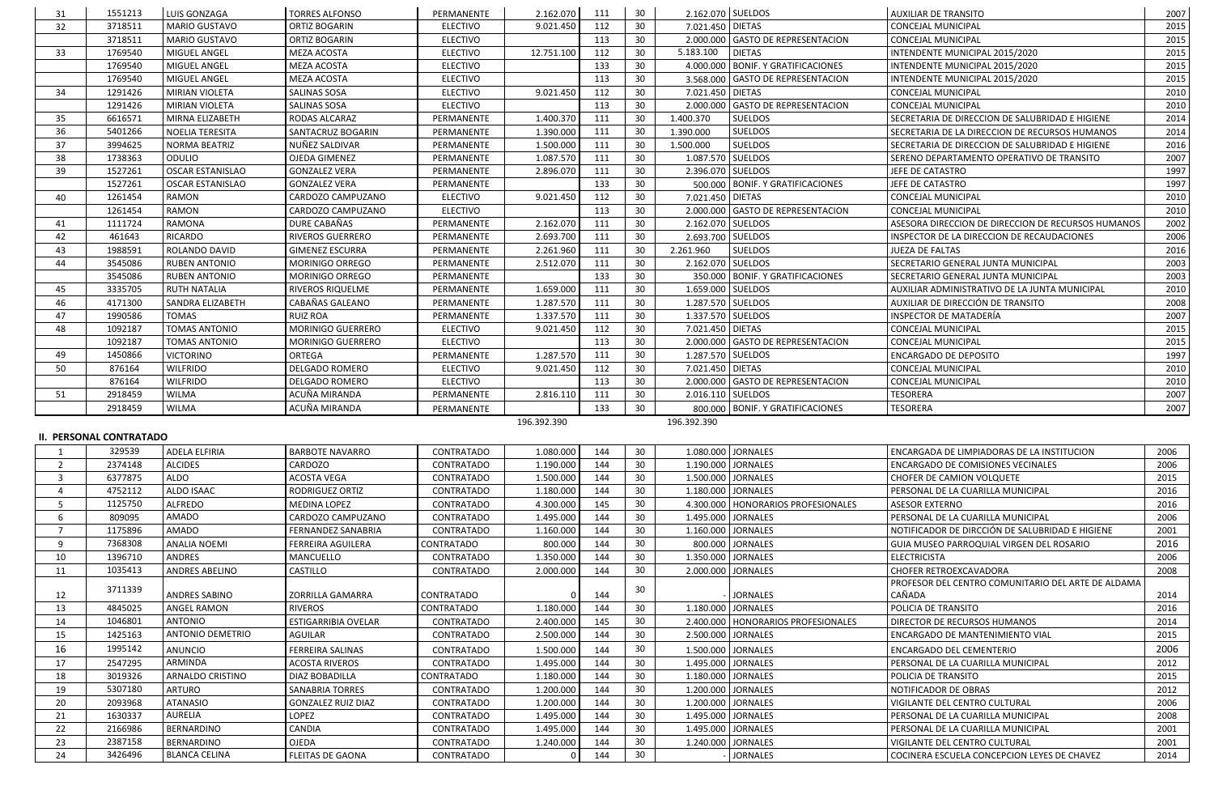| 31 | 1551213 | LUIS GONZAGA | TORRES ALFONSO | PERMANENTE | 2.162.070 | 111 | 30 | 2.162.070 | SUELDOS | AUXILIAR DE TRANSITO | 2007 |
|---|---|---|---|---|---|---|---|---|---|---|---|
| 32 | 3718511 | MARIO GUSTAVO | ORTIZ BOGARIN | ELECTIVO | 9.021.450 | 112 | 30 | 7.021.450 | DIETAS | CONCEJAL MUNICIPAL | 2015 |
| | 3718511 | MARIO GUSTAVO | ORTIZ BOGARIN | ELECTIVO | | 113 | 30 | 2.000.000 | GASTO DE REPRESENTACION | CONCEJAL MUNICIPAL | 2015 |
| 33 | 1769540 | MIGUEL ANGEL | MEZA ACOSTA | ELECTIVO | 12.751.100 | 112 | 30 | 5.183.100 | DIETAS | INTENDENTE MUNICIPAL 2015/2020 | 2015 |
| | 1769540 | MIGUEL ANGEL | MEZA ACOSTA | ELECTIVO | | 133 | 30 | 4.000.000 | BONIF. Y GRATIFICACIONES | INTENDENTE MUNICIPAL 2015/2020 | 2015 |
| | 1769540 | MIGUEL ANGEL | MEZA ACOSTA | ELECTIVO | | 113 | 30 | 3.568.000 | GASTO DE REPRESENTACION | INTENDENTE MUNICIPAL 2015/2020 | 2015 |
| 34 | 1291426 | MIRIAN VIOLETA | SALINAS SOSA | ELECTIVO | 9.021.450 | 112 | 30 | 7.021.450 | DIETAS | CONCEJAL MUNICIPAL | 2010 |
| | 1291426 | MIRIAN VIOLETA | SALINAS SOSA | ELECTIVO | | 113 | 30 | 2.000.000 | GASTO DE REPRESENTACION | CONCEJAL MUNICIPAL | 2010 |
| 35 | 6616571 | MIRNA ELIZABETH | RODAS ALCARAZ | PERMANENTE | 1.400.370 | 111 | 30 | 1.400.370 | SUELDOS | SECRETARIA DE DIRECCION DE SALUBRIDAD E HIGIENE | 2014 |
| 36 | 5401266 | NOELIA TERESITA | SANTACRUZ BOGARIN | PERMANENTE | 1.390.000 | 111 | 30 | 1.390.000 | SUELDOS | SECRETARIA DE LA DIRECCION DE RECURSOS HUMANOS | 2014 |
| 37 | 3994625 | NORMA BEATRIZ | NUÑEZ SALDIVAR | PERMANENTE | 1.500.000 | 111 | 30 | 1.500.000 | SUELDOS | SECRETARIA DE DIRECCION DE SALUBRIDAD E HIGIENE | 2016 |
| 38 | 1738363 | ODULIO | OJEDA GIMENEZ | PERMANENTE | 1.087.570 | 111 | 30 | 1.087.570 | SUELDOS | SERENO DEPARTAMENTO OPERATIVO DE TRANSITO | 2007 |
| 39 | 1527261 | OSCAR ESTANISLAO | GONZALEZ VERA | PERMANENTE | 2.896.070 | 111 | 30 | 2.396.070 | SUELDOS | JEFE DE CATASTRO | 1997 |
| | 1527261 | OSCAR ESTANISLAO | GONZALEZ VERA | PERMANENTE | | 133 | 30 | 500.000 | BONIF. Y GRATIFICACIONES | JEFE DE CATASTRO | 1997 |
| 40 | 1261454 | RAMON | CARDOZO CAMPUZANO | ELECTIVO | 9.021.450 | 112 | 30 | 7.021.450 | DIETAS | CONCEJAL MUNICIPAL | 2010 |
| | 1261454 | RAMON | CARDOZO CAMPUZANO | ELECTIVO | | 113 | 30 | 2.000.000 | GASTO DE REPRESENTACION | CONCEJAL MUNICIPAL | 2010 |
| 41 | 1111724 | RAMONA | DURE CABAÑAS | PERMANENTE | 2.162.070 | 111 | 30 | 2.162.070 | SUELDOS | ASESORA DIRECCION DE DIRECCION DE RECURSOS HUMANOS | 2002 |
| 42 | 461643 | RICARDO | RIVEROS GUERRERO | PERMANENTE | 2.693.700 | 111 | 30 | 2.693.700 | SUELDOS | INSPECTOR DE LA DIRECCION DE RECAUDACIONES | 2006 |
| 43 | 1988591 | ROLANDO DAVID | GIMENEZ ESCURRA | PERMANENTE | 2.261.960 | 111 | 30 | 2.261.960 | SUELDOS | JUEZA DE FALTAS | 2016 |
| 44 | 3545086 | RUBEN ANTONIO | MORINIGO ORREGO | PERMANENTE | 2.512.070 | 111 | 30 | 2.162.070 | SUELDOS | SECRETARIO GENERAL JUNTA MUNICIPAL | 2003 |
| | 3545086 | RUBEN ANTONIO | MORINIGO ORREGO | PERMANENTE | | 133 | 30 | 350.000 | BONIF. Y GRATIFICACIONES | SECRETARIO GENERAL JUNTA MUNICIPAL | 2003 |
| 45 | 3335705 | RUTH NATALIA | RIVEROS RIQUELME | PERMANENTE | 1.659.000 | 111 | 30 | 1.659.000 | SUELDOS | AUXILIAR ADMINISTRATIVO DE LA JUNTA MUNICIPAL | 2010 |
| 46 | 4171300 | SANDRA ELIZABETH | CABAÑAS GALEANO | PERMANENTE | 1.287.570 | 111 | 30 | 1.287.570 | SUELDOS | AUXILIAR DE DIRECCIÓN DE TRANSITO | 2008 |
| 47 | 1990586 | TOMAS | RUIZ ROA | PERMANENTE | 1.337.570 | 111 | 30 | 1.337.570 | SUELDOS | INSPECTOR DE MATADERÍA | 2007 |
| 48 | 1092187 | TOMAS ANTONIO | MORINIGO GUERRERO | ELECTIVO | 9.021.450 | 112 | 30 | 7.021.450 | DIETAS | CONCEJAL MUNICIPAL | 2015 |
| | 1092187 | TOMAS ANTONIO | MORINIGO GUERRERO | ELECTIVO | | 113 | 30 | 2.000.000 | GASTO DE REPRESENTACION | CONCEJAL MUNICIPAL | 2015 |
| 49 | 1450866 | VICTORINO | ORTEGA | PERMANENTE | 1.287.570 | 111 | 30 | 1.287.570 | SUELDOS | ENCARGADO DE DEPOSITO | 1997 |
| 50 | 876164 | WILFRIDO | DELGADO ROMERO | ELECTIVO | 9.021.450 | 112 | 30 | 7.021.450 | DIETAS | CONCEJAL MUNICIPAL | 2010 |
| | 876164 | WILFRIDO | DELGADO ROMERO | ELECTIVO | | 113 | 30 | 2.000.000 | GASTO DE REPRESENTACION | CONCEJAL MUNICIPAL | 2010 |
| 51 | 2918459 | WILMA | ACUÑA MIRANDA | PERMANENTE | 2.816.110 | 111 | 30 | 2.016.110 | SUELDOS | TESORERA | 2007 |
| | 2918459 | WILMA | ACUÑA MIRANDA | PERMANENTE | | 133 | 30 | 800.000 | BONIF. Y GRATIFICACIONES | TESORERA | 2007 |
| | | | | | 196.392.390 | | | 196.392.390 | | | |

**II. PERSONAL CONTRATADO**

| 1 | 329539 | ADELA ELFIRIA | BARBOTE NAVARRO | CONTRATADO | 1.080.000 | 144 | 30 | 1.080.000 | JORNALES | ENCARGADA DE LIMPIADORAS DE LA INSTITUCION | 2006 |
|---|---|---|---|---|---|---|---|---|---|---|---|
| 2 | 2374148 | ALCIDES | CARDOZO | CONTRATADO | 1.190.000 | 144 | 30 | 1.190.000 | JORNALES | ENCARGADO DE COMISIONES VECINALES | 2006 |
| 3 | 6377875 | ALDO | ACOSTA VEGA | CONTRATADO | 1.500.000 | 144 | 30 | 1.500.000 | JORNALES | CHOFER DE CAMION VOLQUETE | 2015 |
| 4 | 4752112 | ALDO ISAAC | RODRIGUEZ ORTIZ | CONTRATADO | 1.180.000 | 144 | 30 | 1.180.000 | JORNALES | PERSONAL DE LA CUARILLA MUNICIPAL | 2016 |
| 5 | 1125750 | ALFREDO | MEDINA LOPEZ | CONTRATADO | 4.300.000 | 145 | 30 | 4.300.000 | HONORARIOS PROFESIONALES | ASESOR EXTERNO | 2016 |
| 6 | 809095 | AMADO | CARDOZO CAMPUZANO | CONTRATADO | 1.495.000 | 144 | 30 | 1.495.000 | JORNALES | PERSONAL DE LA CUARILLA MUNICIPAL | 2006 |
| 7 | 1175896 | AMADO | FERNANDEZ SANABRIA | CONTRATADO | 1.160.000 | 144 | 30 | 1.160.000 | JORNALES | NOTIFICADOR DE DIRCCIÓN DE SALUBRIDAD E HIGIENE | 2001 |
| 9 | 7368308 | ANALIA NOEMI | FERREIRA AGUILERA | CONTRATADO | 800.000 | 144 | 30 | 800.000 | JORNALES | GUIA MUSEO PARROQUIAL VIRGEN DEL ROSARIO | 2016 |
| 10 | 1396710 | ANDRES | MANCUELLO | CONTRATADO | 1.350.000 | 144 | 30 | 1.350.000 | JORNALES | ELECTRICISTA | 2006 |
| 11 | 1035413 | ANDRES ABELINO | CASTILLO | CONTRATADO | 2.000.000 | 144 | 30 | 2.000.000 | JORNALES | CHOFER RETROEXCAVADORA | 2008 |
| 12 | 3711339 | ANDRES SABINO | ZORRILLA GAMARRA | CONTRATADO | 0 | 144 | 30 | - | JORNALES | PROFESOR DEL CENTRO COMUNITARIO DEL ARTE DE ALDAMA CAÑADA | 2014 |
| 13 | 4845025 | ANGEL RAMON | RIVEROS | CONTRATADO | 1.180.000 | 144 | 30 | 1.180.000 | JORNALES | POLICIA DE TRANSITO | 2016 |
| 14 | 1046801 | ANTONIO | ESTIGARRIBIA OVELAR | CONTRATADO | 2.400.000 | 145 | 30 | 2.400.000 | HONORARIOS PROFESIONALES | DIRECTOR DE RECURSOS HUMANOS | 2014 |
| 15 | 1425163 | ANTONIO DEMETRIO | AGUILAR | CONTRATADO | 2.500.000 | 144 | 30 | 2.500.000 | JORNALES | ENCARGADO DE MANTENIMIENTO VIAL | 2015 |
| 16 | 1995142 | ANUNCIO | FERREIRA SALINAS | CONTRATADO | 1.500.000 | 144 | 30 | 1.500.000 | JORNALES | ENCARGADO DEL CEMENTERIO | 2006 |
| 17 | 2547295 | ARMINDA | ACOSTA RIVEROS | CONTRATADO | 1.495.000 | 144 | 30 | 1.495.000 | JORNALES | PERSONAL DE LA CUARILLA MUNICIPAL | 2012 |
| 18 | 3019326 | ARNALDO CRISTINO | DIAZ BOBADILLA | CONTRATADO | 1.180.000 | 144 | 30 | 1.180.000 | JORNALES | POLICIA DE TRANSITO | 2015 |
| 19 | 5307180 | ARTURO | SANABRIA TORRES | CONTRATADO | 1.200.000 | 144 | 30 | 1.200.000 | JORNALES | NOTIFICADOR DE OBRAS | 2012 |
| 20 | 2093968 | ATANASIO | GONZALEZ RUIZ DIAZ | CONTRATADO | 1.200.000 | 144 | 30 | 1.200.000 | JORNALES | VIGILANTE DEL CENTRO CULTURAL | 2006 |
| 21 | 1630337 | AURELIA | LOPEZ | CONTRATADO | 1.495.000 | 144 | 30 | 1.495.000 | JORNALES | PERSONAL DE LA CUARILLA MUNICIPAL | 2008 |
| 22 | 2166986 | BERNARDINO | CANDIA | CONTRATADO | 1.495.000 | 144 | 30 | 1.495.000 | JORNALES | PERSONAL DE LA CUARILLA MUNICIPAL | 2001 |
| 23 | 2387158 | BERNARDINO | OJEDA | CONTRATADO | 1.240.000 | 144 | 30 | 1.240.000 | JORNALES | VIGILANTE DEL CENTRO CULTURAL | 2001 |
| 24 | 3426496 | BLANCA CELINA | FLEITAS DE GAONA | CONTRATADO | 0 | 144 | 30 | - | JORNALES | COCINERA ESCUELA CONCEPCION LEYES DE CHAVEZ | 2014 |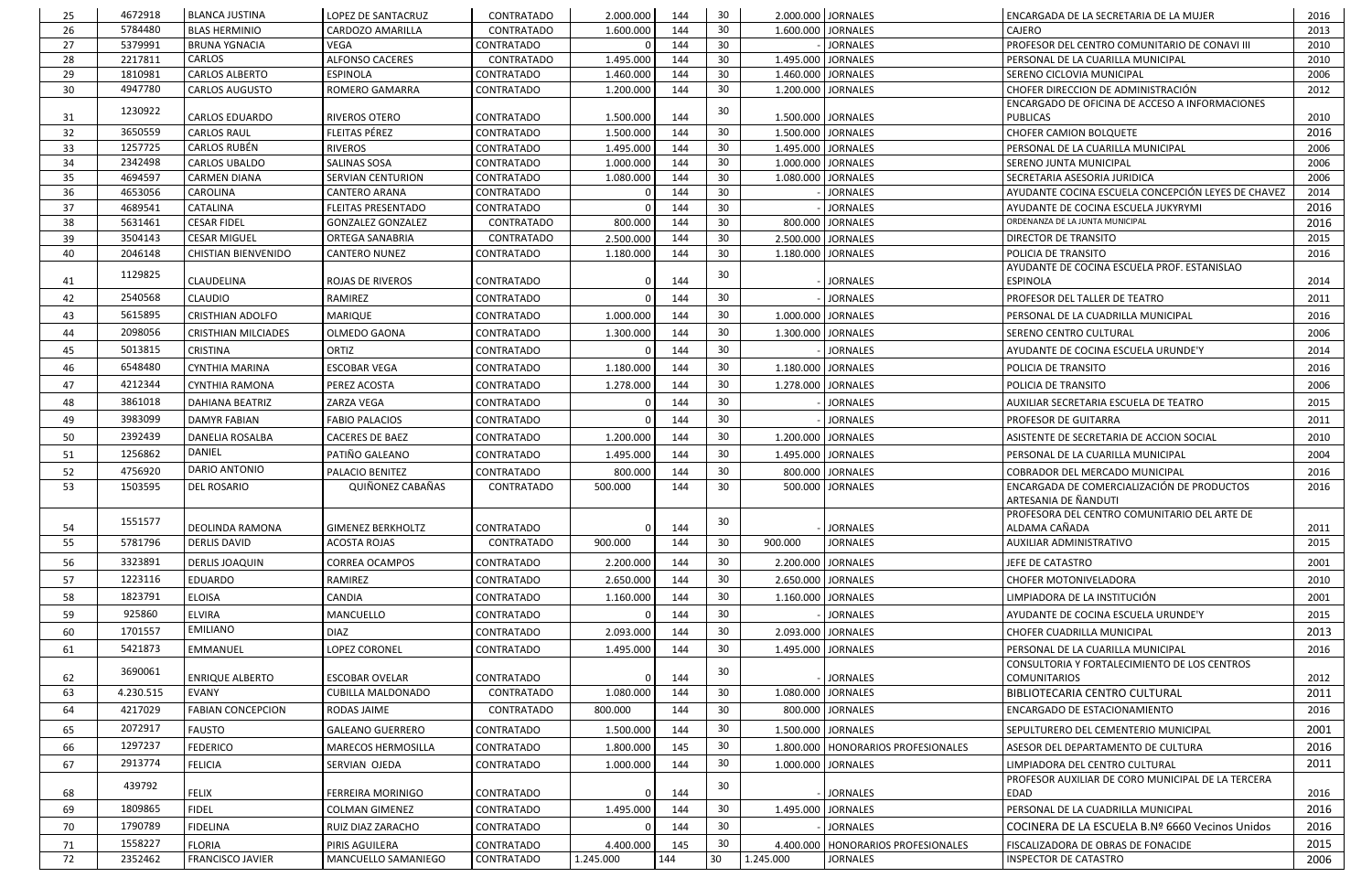| | | | | | | | | | | | |
|---|---|---|---|---|---|---|---|---|---|---|---|
| 25 | 4672918 | BLANCA JUSTINA | LOPEZ DE SANTACRUZ | CONTRATADO | 2.000.000 | 144 | 30 | 2.000.000 | JORNALES | ENCARGADA DE LA SECRETARIA DE LA MUJER | 2016 |
| 26 | 5784480 | BLAS HERMINIO | CARDOZO AMARILLA | CONTRATADO | 1.600.000 | 144 | 30 | 1.600.000 | JORNALES | CAJERO | 2013 |
| 27 | 5379991 | BRUNA YGNACIA | VEGA | CONTRATADO | 0 | 144 | 30 | - | JORNALES | PROFESOR DEL CENTRO COMUNITARIO DE CONAVI III | 2010 |
| 28 | 2217811 | CARLOS | ALFONSO CACERES | CONTRATADO | 1.495.000 | 144 | 30 | 1.495.000 | JORNALES | PERSONAL DE LA CUARILLA MUNICIPAL | 2010 |
| 29 | 1810981 | CARLOS ALBERTO | ESPINOLA | CONTRATADO | 1.460.000 | 144 | 30 | 1.460.000 | JORNALES | SERENO CICLOVIA MUNICIPAL | 2006 |
| 30 | 4947780 | CARLOS AUGUSTO | ROMERO GAMARRA | CONTRATADO | 1.200.000 | 144 | 30 | 1.200.000 | JORNALES | CHOFER DIRECCION DE ADMINISTRACIÓN | 2012 |
| 31 | 1230922 | CARLOS EDUARDO | RIVEROS OTERO | CONTRATADO | 1.500.000 | 144 | 30 | 1.500.000 | JORNALES | ENCARGADO DE OFICINA DE ACCESO A INFORMACIONES PUBLICAS | 2010 |
| 32 | 3650559 | CARLOS RAUL | FLEITAS PÉREZ | CONTRATADO | 1.500.000 | 144 | 30 | 1.500.000 | JORNALES | CHOFER CAMION BOLQUETE | 2016 |
| 33 | 1257725 | CARLOS RUBÉN | RIVEROS | CONTRATADO | 1.495.000 | 144 | 30 | 1.495.000 | JORNALES | PERSONAL DE LA CUARILLA MUNICIPAL | 2006 |
| 34 | 2342498 | CARLOS UBALDO | SALINAS SOSA | CONTRATADO | 1.000.000 | 144 | 30 | 1.000.000 | JORNALES | SERENO JUNTA MUNICIPAL | 2006 |
| 35 | 4694597 | CARMEN DIANA | SERVIAN CENTURION | CONTRATADO | 1.080.000 | 144 | 30 | 1.080.000 | JORNALES | SECRETARIA ASESORIA JURIDICA | 2006 |
| 36 | 4653056 | CAROLINA | CANTERO ARANA | CONTRATADO | 0 | 144 | 30 | - | JORNALES | AYUDANTE COCINA ESCUELA CONCEPCIÓN LEYES DE CHAVEZ | 2014 |
| 37 | 4689541 | CATALINA | FLEITAS PRESENTADO | CONTRATADO | 0 | 144 | 30 | - | JORNALES | AYUDANTE DE COCINA ESCUELA JUKYRYMI | 2016 |
| 38 | 5631461 | CESAR FIDEL | GONZALEZ GONZALEZ | CONTRATADO | 800.000 | 144 | 30 | 800.000 | JORNALES | ORDENANZA DE LA JUNTA MUNICIPAL | 2016 |
| 39 | 3504143 | CESAR MIGUEL | ORTEGA SANABRIA | CONTRATADO | 2.500.000 | 144 | 30 | 2.500.000 | JORNALES | DIRECTOR DE TRANSITO | 2015 |
| 40 | 2046148 | CHISTIAN BIENVENIDO | CANTERO NUNEZ | CONTRATADO | 1.180.000 | 144 | 30 | 1.180.000 | JORNALES | POLICIA DE TRANSITO | 2016 |
| 41 | 1129825 | CLAUDELINA | ROJAS DE RIVEROS | CONTRATADO | 0 | 144 | 30 | - | JORNALES | AYUDANTE DE COCINA ESCUELA PROF. ESTANISLAO ESPINOLA | 2014 |
| 42 | 2540568 | CLAUDIO | RAMIREZ | CONTRATADO | 0 | 144 | 30 | - | JORNALES | PROFESOR DEL TALLER DE TEATRO | 2011 |
| 43 | 5615895 | CRISTHIAN ADOLFO | MARIQUE | CONTRATADO | 1.000.000 | 144 | 30 | 1.000.000 | JORNALES | PERSONAL DE LA CUADRILLA MUNICIPAL | 2016 |
| 44 | 2098056 | CRISTHIAN MILCIADES | OLMEDO GAONA | CONTRATADO | 1.300.000 | 144 | 30 | 1.300.000 | JORNALES | SERENO CENTRO CULTURAL | 2006 |
| 45 | 5013815 | CRISTINA | ORTIZ | CONTRATADO | 0 | 144 | 30 | - | JORNALES | AYUDANTE DE COCINA ESCUELA URUNDE'Y | 2014 |
| 46 | 6548480 | CYNTHIA MARINA | ESCOBAR VEGA | CONTRATADO | 1.180.000 | 144 | 30 | 1.180.000 | JORNALES | POLICIA DE TRANSITO | 2016 |
| 47 | 4212344 | CYNTHIA RAMONA | PEREZ ACOSTA | CONTRATADO | 1.278.000 | 144 | 30 | 1.278.000 | JORNALES | POLICIA DE TRANSITO | 2006 |
| 48 | 3861018 | DAHIANA BEATRIZ | ZARZA VEGA | CONTRATADO | 0 | 144 | 30 | - | JORNALES | AUXILIAR SECRETARIA ESCUELA DE TEATRO | 2015 |
| 49 | 3983099 | DAMYR FABIAN | FABIO PALACIOS | CONTRATADO | 0 | 144 | 30 | - | JORNALES | PROFESOR DE GUITARRA | 2011 |
| 50 | 2392439 | DANELIA ROSALBA | CACERES DE BAEZ | CONTRATADO | 1.200.000 | 144 | 30 | 1.200.000 | JORNALES | ASISTENTE DE SECRETARIA DE ACCION SOCIAL | 2010 |
| 51 | 1256862 | DANIEL | PATIÑO GALEANO | CONTRATADO | 1.495.000 | 144 | 30 | 1.495.000 | JORNALES | PERSONAL DE LA CUARILLA MUNICIPAL | 2004 |
| 52 | 4756920 | DARIO ANTONIO | PALACIO BENITEZ | CONTRATADO | 800.000 | 144 | 30 | 800.000 | JORNALES | COBRADOR DEL MERCADO MUNICIPAL | 2016 |
| 53 | 1503595 | DEL ROSARIO | QUIÑONEZ CABAÑAS | CONTRATADO | 500.000 | 144 | 30 | 500.000 | JORNALES | ENCARGADA DE COMERCIALIZACIÓN DE PRODUCTOS ARTESANIA DE ÑANDUTI | 2016 |
| 54 | 1551577 | DEOLINDA RAMONA | GIMENEZ BERKHOLTZ | CONTRATADO | 0 | 144 | 30 | - | JORNALES | PROFESORA DEL CENTRO COMUNITARIO DEL ARTE DE ALDAMA CAÑADA | 2011 |
| 55 | 5781796 | DERLIS DAVID | ACOSTA ROJAS | CONTRATADO | 900.000 | 144 | 30 | 900.000 | JORNALES | AUXILIAR ADMINISTRATIVO | 2015 |
| 56 | 3323891 | DERLIS JOAQUIN | CORREA OCAMPOS | CONTRATADO | 2.200.000 | 144 | 30 | 2.200.000 | JORNALES | JEFE DE CATASTRO | 2001 |
| 57 | 1223116 | EDUARDO | RAMIREZ | CONTRATADO | 2.650.000 | 144 | 30 | 2.650.000 | JORNALES | CHOFER MOTONIVELADORA | 2010 |
| 58 | 1823791 | ELOISA | CANDIA | CONTRATADO | 1.160.000 | 144 | 30 | 1.160.000 | JORNALES | LIMPIADORA DE LA INSTITUCIÓN | 2001 |
| 59 | 925860 | ELVIRA | MANCUELLO | CONTRATADO | 0 | 144 | 30 | - | JORNALES | AYUDANTE DE COCINA ESCUELA URUNDE'Y | 2015 |
| 60 | 1701557 | EMILIANO | DIAZ | CONTRATADO | 2.093.000 | 144 | 30 | 2.093.000 | JORNALES | CHOFER CUADRILLA MUNICIPAL | 2013 |
| 61 | 5421873 | EMMANUEL | LOPEZ CORONEL | CONTRATADO | 1.495.000 | 144 | 30 | 1.495.000 | JORNALES | PERSONAL DE LA CUARILLA MUNICIPAL | 2016 |
| 62 | 3690061 | ENRIQUE ALBERTO | ESCOBAR OVELAR | CONTRATADO | 0 | 144 | 30 | - | JORNALES | CONSULTORIA Y FORTALECIMIENTO DE LOS CENTROS COMUNITARIOS | 2012 |
| 63 | 4.230.515 | EVANY | CUBILLA MALDONADO | CONTRATADO | 1.080.000 | 144 | 30 | 1.080.000 | JORNALES | BIBLIOTECARIA CENTRO CULTURAL | 2011 |
| 64 | 4217029 | FABIAN CONCEPCION | RODAS JAIME | CONTRATADO | 800.000 | 144 | 30 | 800.000 | JORNALES | ENCARGADO DE ESTACIONAMIENTO | 2016 |
| 65 | 2072917 | FAUSTO | GALEANO GUERRERO | CONTRATADO | 1.500.000 | 144 | 30 | 1.500.000 | JORNALES | SEPULTURERO DEL CEMENTERIO MUNICIPAL | 2001 |
| 66 | 1297237 | FEDERICO | MARECOS HERMOSILLA | CONTRATADO | 1.800.000 | 145 | 30 | 1.800.000 | HONORARIOS PROFESIONALES | ASESOR DEL DEPARTAMENTO DE CULTURA | 2016 |
| 67 | 2913774 | FELICIA | SERVIAN OJEDA | CONTRATADO | 1.000.000 | 144 | 30 | 1.000.000 | JORNALES | LIMPIADORA DEL CENTRO CULTURAL | 2011 |
| 68 | 439792 | FELIX | FERREIRA MORINIGO | CONTRATADO | 0 | 144 | 30 | - | JORNALES | PROFESOR AUXILIAR DE CORO MUNICIPAL DE LA TERCERA EDAD | 2016 |
| 69 | 1809865 | FIDEL | COLMAN GIMENEZ | CONTRATADO | 1.495.000 | 144 | 30 | 1.495.000 | JORNALES | PERSONAL DE LA CUADRILLA MUNICIPAL | 2016 |
| 70 | 1790789 | FIDELINA | RUIZ DIAZ ZARACHO | CONTRATADO | 0 | 144 | 30 | - | JORNALES | COCINERA DE LA ESCUELA B.Nº 6660 Vecinos Unidos | 2016 |
| 71 | 1558227 | FLORIA | PIRIS AGUILERA | CONTRATADO | 4.400.000 | 145 | 30 | 4.400.000 | HONORARIOS PROFESIONALES | FISCALIZADORA DE OBRAS DE FONACIDE | 2015 |
| 72 | 2352462 | FRANCISCO JAVIER | MANCUELLO SAMANIEGO | CONTRATADO | 1.245.000 | 144 | 30 | 1.245.000 | JORNALES | INSPECTOR DE CATASTRO | 2006 |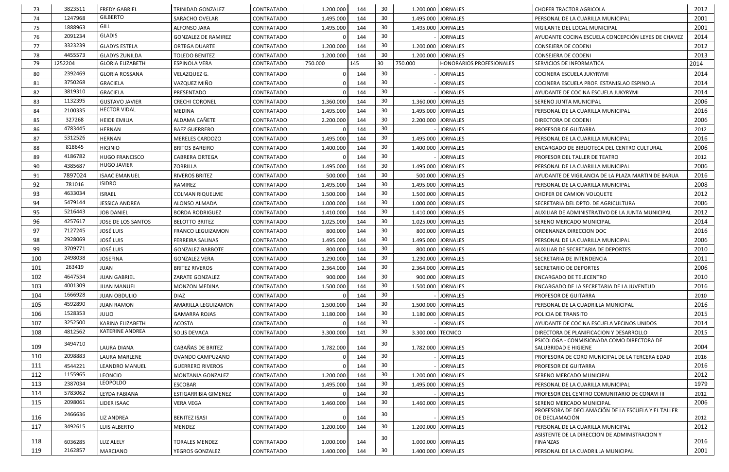| | | | | | | | | | | | |
|---|---|---|---|---|---|---|---|---|---|---|---|
| 73 | 3823511 | FREDY GABRIEL | TRINIDAD GONZALEZ | CONTRATADO | 1.200.000 | 144 | 30 | 1.200.000 | JORNALES | CHOFER TRACTOR AGRICOLA | 2012 |
| 74 | 1247968 | GILBERTO | SARACHO OVELAR | CONTRATADO | 1.495.000 | 144 | 30 | 1.495.000 | JORNALES | PERSONAL DE LA CUARILLA MUNICIPAL | 2001 |
| 75 | 1888963 | GILL | ALFONSO JARA | CONTRATADO | 1.495.000 | 144 | 30 | 1.495.000 | JORNALES | VIGILANTE DEL LOCAL MUNICIPAL | 2001 |
| 76 | 2091234 | GLADIS | GONZALEZ DE RAMIREZ | CONTRATADO | 0 | 144 | 30 | - | JORNALES | AYUDANTE COCINA ESCUELA CONCEPCIÓN LEYES DE CHAVEZ | 2014 |
| 77 | 3323239 | GLADYS ESTELA | ORTEGA DUARTE | CONTRATADO | 1.200.000 | 144 | 30 | 1.200.000 | JORNALES | CONSEJERA DE CODENI | 2012 |
| 78 | 4455573 | GLADYS ZUNILDA | TOLEDO BENITEZ | CONTRATADO | 1.200.000 | 144 | 30 | 1.200.000 | JORNALES | CONSEJERA DE CODENI | 2013 |
| 79 | 1252204 | GLORIA ELIZABETH | ESPINOLA VERA | CONTRATADO | 750.000 | 145 | 30 | 750.000 | HONORARIOS PROFESIONALES | SERVICIOS DE INFORMATICA | 2014 |
| 80 | 2392469 | GLORIA ROSSANA | VELAZQUEZ G. | CONTRATADO | 0 | 144 | 30 | - | JORNALES | COCINERA ESCUELA JUKYRYMI | 2014 |
| 81 | 3750268 | GRACIELA | VAZQUEZ MIÑO | CONTRATADO | 0 | 144 | 30 | - | JORNALES | COCINERA ESCUELA PROF. ESTANISLAO ESPINOLA | 2014 |
| 82 | 3819310 | GRACIELA | PRESENTADO | CONTRATADO | 0 | 144 | 30 | - | JORNALES | AYUDANTE DE COCINA ESCUELA JUKYRYMI | 2014 |
| 83 | 1132395 | GUSTAVO JAVIER | CRECHI CORONEL | CONTRATADO | 1.360.000 | 144 | 30 | 1.360.000 | JORNALES | SERENO JUNTA MUNICIPAL | 2006 |
| 84 | 2100335 | HECTOR VIDAL | MEDINA | CONTRATADO | 1.495.000 | 144 | 30 | 1.495.000 | JORNALES | PERSONAL DE LA CUARILLA MUNICIPAL | 2016 |
| 85 | 327268 | HEIDE EMILIA | ALDAMA CAÑETE | CONTRATADO | 2.200.000 | 144 | 30 | 2.200.000 | JORNALES | DIRECTORA DE CODENI | 2006 |
| 86 | 4783445 | HERNAN | BAEZ GUERRERO | CONTRATADO | 0 | 144 | 30 | - | JORNALES | PROFESOR DE GUITARRA | 2012 |
| 87 | 5312526 | HERNAN | MERELES CARDOZO | CONTRATADO | 1.495.000 | 144 | 30 | 1.495.000 | JORNALES | PERSONAL DE LA CUARILLA MUNICIPAL | 2016 |
| 88 | 818645 | HIGINIO | BRITOS BAREIRO | CONTRATADO | 1.400.000 | 144 | 30 | 1.400.000 | JORNALES | ENCARGADO DE BIBLIOTECA DEL CENTRO CULTURAL | 2006 |
| 89 | 4186782 | HUGO FRANCISCO | CABRERA ORTEGA | CONTRATADO | 0 | 144 | 30 | - | JORNALES | PROFESOR DEL TALLER DE TEATRO | 2012 |
| 90 | 4385687 | HUGO JAVIER | ZORRILLA | CONTRATADO | 1.495.000 | 144 | 30 | 1.495.000 | JORNALES | PERSONAL DE LA CUARILLA MUNICIPAL | 2006 |
| 91 | 7897024 | ISAAC EMANUEL | RIVEROS BRITEZ | CONTRATADO | 500.000 | 144 | 30 | 500.000 | JORNALES | AYUDANTE DE VIGILANCIA DE LA PLAZA MARTIN DE BARUA | 2016 |
| 92 | 781016 | ISIDRO | RAMIREZ | CONTRATADO | 1.495.000 | 144 | 30 | 1.495.000 | JORNALES | PERSONAL DE LA CUARILLA MUNICIPAL | 2008 |
| 93 | 4633034 | ISRAEL | COLMAN RIQUELME | CONTRATADO | 1.500.000 | 144 | 30 | 1.500.000 | JORNALES | CHOFER DE CAMION VOLQUETE | 2012 |
| 94 | 5479144 | JESSICA ANDREA | ALONSO ALMADA | CONTRATADO | 1.000.000 | 144 | 30 | 1.000.000 | JORNALES | SECRETARIA DEL DPTO. DE AGRICULTURA | 2006 |
| 95 | 5216443 | JOB DANIEL | BORDA RODRIGUEZ | CONTRATADO | 1.410.000 | 144 | 30 | 1.410.000 | JORNALES | AUXILIAR DE ADMINISTRATIVO DE LA JUNTA MUNICIPAL | 2012 |
| 96 | 4257617 | JOSE DE LOS SANTOS | BELOTTO BRITEZ | CONTRATADO | 1.025.000 | 144 | 30 | 1.025.000 | JORNALES | SERENO MERCADO MUNICIPAL | 2014 |
| 97 | 7127245 | JOSÉ LUIS | FRANCO LEGUIZAMON | CONTRATADO | 800.000 | 144 | 30 | 800.000 | JORNALES | ORDENANZA DIRECCION DOC | 2016 |
| 98 | 2928069 | JOSÉ LUIS | FERREIRA SALINAS | CONTRATADO | 1.495.000 | 144 | 30 | 1.495.000 | JORNALES | PERSONAL DE LA CUARILLA MUNICIPAL | 2006 |
| 99 | 3709771 | JOSÉ LUIS | GONZALEZ BARBOTE | CONTRATADO | 800.000 | 144 | 30 | 800.000 | JORNALES | AUXILIAR DE SECRETARIA DE DEPORTES | 2010 |
| 100 | 2498038 | JOSEFINA | GONZALEZ VERA | CONTRATADO | 1.290.000 | 144 | 30 | 1.290.000 | JORNALES | SECRETARIA DE INTENDENCIA | 2011 |
| 101 | 263419 | JUAN | BRITEZ RIVEROS | CONTRATADO | 2.364.000 | 144 | 30 | 2.364.000 | JORNALES | SECRETARIO DE DEPORTES | 2006 |
| 102 | 4647534 | JUAN GABRIEL | ZARATE GONZALEZ | CONTRATADO | 900.000 | 144 | 30 | 900.000 | JORNALES | ENCARGADO DE TELECENTRO | 2010 |
| 103 | 4001309 | JUAN MANUEL | MONZON MEDINA | CONTRATADO | 1.500.000 | 144 | 30 | 1.500.000 | JORNALES | ENCARGADO DE LA SECRETARIA DE LA JUVENTUD | 2016 |
| 104 | 1666928 | JUAN OBDULIO | DIAZ | CONTRATADO | 0 | 144 | 30 | - | JORNALES | PROFESOR DE GUITARRA | 2010 |
| 105 | 4592890 | JUAN RAMON | AMARILLA LEGUIZAMON | CONTRATADO | 1.500.000 | 144 | 30 | 1.500.000 | JORNALES | PERSONAL DE LA CUADRILLA MUNICIPAL | 2016 |
| 106 | 1528353 | JULIO | GAMARRA ROJAS | CONTRATADO | 1.180.000 | 144 | 30 | 1.180.000 | JORNALES | POLICIA DE TRANSITO | 2015 |
| 107 | 3252500 | KARINA ELIZABETH | ACOSTA | CONTRATADO | 0 | 144 | 30 | - | JORNALES | AYUDANTE DE COCINA ESCUELA VECINOS UNIDOS | 2014 |
| 108 | 4812562 | KATERINE ANDREA | SOLIS DEVACA | CONTRATADO | 3.300.000 | 141 | 30 | 3.300.000 | TECNICO | DIRECTORA DE PLANIFICACION Y DESARROLLO | 2015 |
| 109 | 3494710 | LAURA DIANA | CABAÑAS DE BRITEZ | CONTRATADO | 1.782.000 | 144 | 30 | 1.782.000 | JORNALES | PSICOLOGA - CONMISIONADA COMO DIRECTORA DE SALUBRIDAD E HIGIENE | 2004 |
| 110 | 2098883 | LAURA MARLENE | OVANDO CAMPUZANO | CONTRATADO | 0 | 144 | 30 | - | JORNALES | PROFESORA DE CORO MUNICIPAL DE LA TERCERA EDAD | 2016 |
| 111 | 4544221 | LEANDRO MANUEL | GUERRERO RIVEROS | CONTRATADO | 0 | 144 | 30 | - | JORNALES | PROFESOR DE GUITARRA | 2016 |
| 112 | 1155965 | LEONCIO | MONTANIA GONZALEZ | CONTRATADO | 1.200.000 | 144 | 30 | 1.200.000 | JORNALES | SERENO MERCADO MUNICIPAL | 2012 |
| 113 | 2387034 | LEOPOLDO | ESCOBAR | CONTRATADO | 1.495.000 | 144 | 30 | 1.495.000 | JORNALES | PERSONAL DE LA CUARILLA MUNICIPAL | 1979 |
| 114 | 5783062 | LEYDA FABIANA | ESTIGARRIBIA GIMENEZ | CONTRATADO | 0 | 144 | 30 | - | JORNALES | PROFESOR DEL CENTRO COMUNITARIO DE CONAVI III | 2012 |
| 115 | 2098061 | LIDER ISAAC | VERA VEGA | CONTRATADO | 1.460.000 | 144 | 30 | 1.460.000 | JORNALES | SERENO MERCADO MUNICIPAL | 2006 |
| 116 | 2466636 | LIZ ANDREA | BENITEZ ISASI | CONTRATADO | 0 | 144 | 30 | - | JORNALES | PROFESORA DE DECLAMACIÓN DE LA ESCUELA Y EL TALLER DE DECLAMACIÓN | 2012 |
| 117 | 3492615 | LUIS ALBERTO | MENDEZ | CONTRATADO | 1.200.000 | 144 | 30 | 1.200.000 | JORNALES | PERSONAL DE LA CUARILLA MUNICIPAL | 2012 |
| 118 | 6036285 | LUZ ALELY | TORALES MENDEZ | CONTRATADO | 1.000.000 | 144 | 30 | 1.000.000 | JORNALES | ASISTENTE DE LA DIRECCION DE ADMINISTRACION Y FINANZAS | 2016 |
| 119 | 2162857 | MARCIANO | YEGROS GONZALEZ | CONTRATADO | 1.400.000 | 144 | 30 | 1.400.000 | JORNALES | PERSONAL DE LA CUADRILLA MUNICIPAL | 2001 |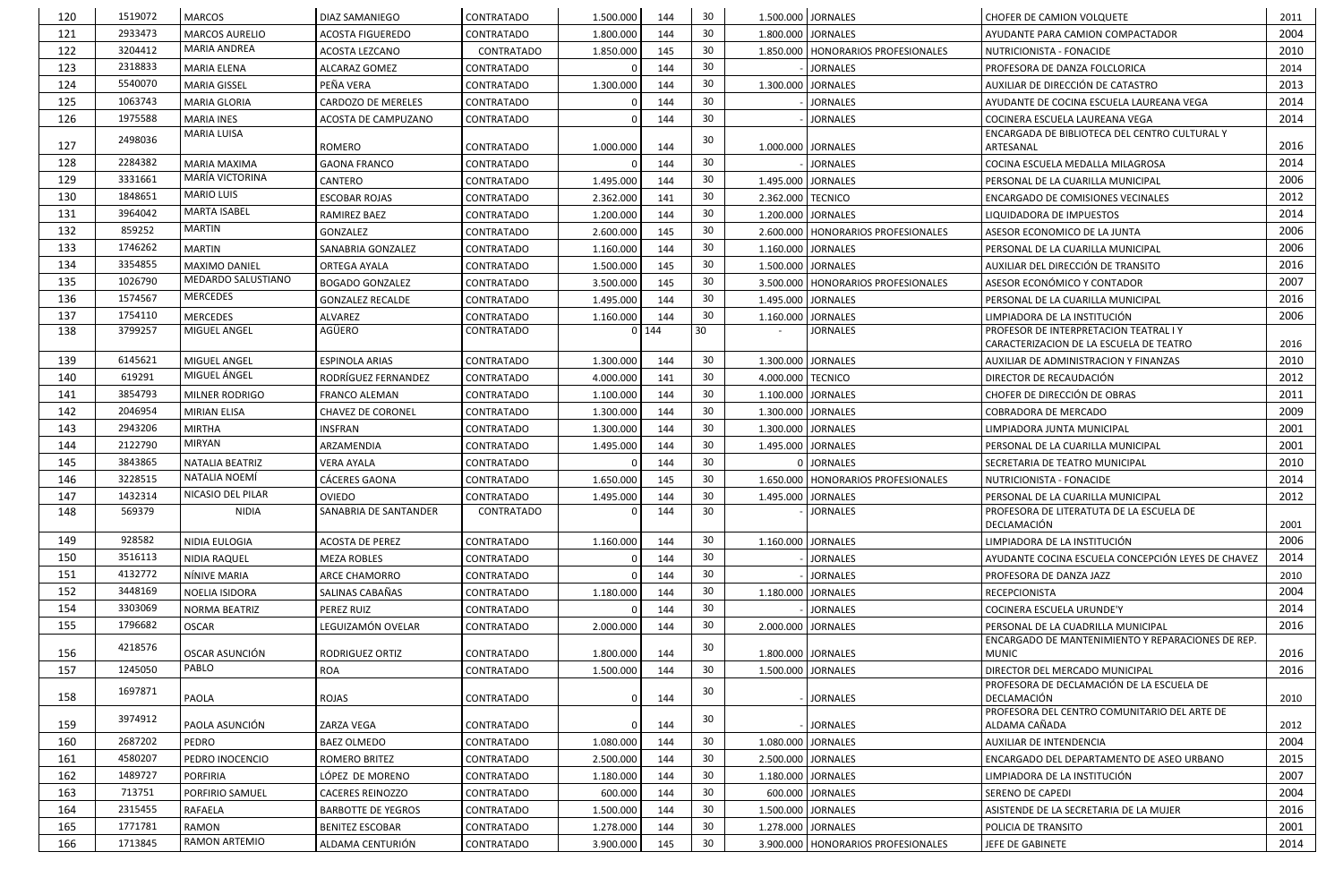| 120 | 1519072 | MARCOS | DIAZ SAMANIEGO | CONTRATADO | 1.500.000 | 144 | 30 | 1.500.000 | JORNALES | CHOFER DE CAMION VOLQUETE | 2011 |
|---|---|---|---|---|---|---|---|---|---|---|---|
| 121 | 2933473 | MARCOS AURELIO | ACOSTA FIGUEREDO | CONTRATADO | 1.800.000 | 144 | 30 | 1.800.000 | JORNALES | AYUDANTE PARA CAMION COMPACTADOR | 2004 |
| 122 | 3204412 | MARIA ANDREA | ACOSTA LEZCANO | CONTRATADO | 1.850.000 | 145 | 30 | 1.850.000 | HONORARIOS PROFESIONALES | NUTRICIONISTA - FONACIDE | 2010 |
| 123 | 2318833 | MARIA ELENA | ALCARAZ GOMEZ | CONTRATADO | 0 | 144 | 30 | - | JORNALES | PROFESORA DE DANZA FOLCLORICA | 2014 |
| 124 | 5540070 | MARIA GISSEL | PEÑA VERA | CONTRATADO | 1.300.000 | 144 | 30 | 1.300.000 | JORNALES | AUXILIAR DE DIRECCIÓN DE CATASTRO | 2013 |
| 125 | 1063743 | MARIA GLORIA | CARDOZO DE MERELES | CONTRATADO | 0 | 144 | 30 | - | JORNALES | AYUDANTE DE COCINA ESCUELA LAUREANA VEGA | 2014 |
| 126 | 1975588 | MARIA INES | ACOSTA DE CAMPUZANO | CONTRATADO | 0 | 144 | 30 | - | JORNALES | COCINERA ESCUELA LAUREANA VEGA | 2014 |
| 127 | 2498036 | MARIA LUISA | ROMERO | CONTRATADO | 1.000.000 | 144 | 30 | 1.000.000 | JORNALES | ENCARGADA DE BIBLIOTECA DEL CENTRO CULTURAL Y ARTESANAL | 2016 |
| 128 | 2284382 | MARIA MAXIMA | GAONA FRANCO | CONTRATADO | 0 | 144 | 30 | - | JORNALES | COCINA ESCUELA MEDALLA MILAGROSA | 2014 |
| 129 | 3331661 | MARÍA VICTORINA | CANTERO | CONTRATADO | 1.495.000 | 144 | 30 | 1.495.000 | JORNALES | PERSONAL DE LA CUARILLA MUNICIPAL | 2006 |
| 130 | 1848651 | MARIO LUIS | ESCOBAR ROJAS | CONTRATADO | 2.362.000 | 141 | 30 | 2.362.000 | TECNICO | ENCARGADO DE COMISIONES VECINALES | 2012 |
| 131 | 3964042 | MARTA ISABEL | RAMIREZ BAEZ | CONTRATADO | 1.200.000 | 144 | 30 | 1.200.000 | JORNALES | LIQUIDADORA DE IMPUESTOS | 2014 |
| 132 | 859252 | MARTIN | GONZALEZ | CONTRATADO | 2.600.000 | 145 | 30 | 2.600.000 | HONORARIOS PROFESIONALES | ASESOR ECONOMICO DE LA JUNTA | 2006 |
| 133 | 1746262 | MARTIN | SANABRIA GONZALEZ | CONTRATADO | 1.160.000 | 144 | 30 | 1.160.000 | JORNALES | PERSONAL DE LA CUARILLA MUNICIPAL | 2006 |
| 134 | 3354855 | MAXIMO DANIEL | ORTEGA AYALA | CONTRATADO | 1.500.000 | 145 | 30 | 1.500.000 | JORNALES | AUXILIAR DEL DIRECCIÓN DE TRANSITO | 2016 |
| 135 | 1026790 | MEDARDO SALUSTIANO | BOGADO GONZALEZ | CONTRATADO | 3.500.000 | 145 | 30 | 3.500.000 | HONORARIOS PROFESIONALES | ASESOR ECONÓMICO Y CONTADOR | 2007 |
| 136 | 1574567 | MERCEDES | GONZALEZ RECALDE | CONTRATADO | 1.495.000 | 144 | 30 | 1.495.000 | JORNALES | PERSONAL DE LA CUARILLA MUNICIPAL | 2016 |
| 137 | 1754110 | MERCEDES | ALVAREZ | CONTRATADO | 1.160.000 | 144 | 30 | 1.160.000 | JORNALES | LIMPIADORA DE LA INSTITUCIÓN | 2006 |
| 138 | 3799257 | MIGUEL ANGEL | AGÜERO | CONTRATADO | 0 | 144 | 30 | - | JORNALES | PROFESOR DE INTERPRETACION TEATRAL I Y CARACTERIZACION DE LA ESCUELA DE TEATRO | 2016 |
| 139 | 6145621 | MIGUEL ANGEL | ESPINOLA ARIAS | CONTRATADO | 1.300.000 | 144 | 30 | 1.300.000 | JORNALES | AUXILIAR DE ADMINISTRACION Y FINANZAS | 2010 |
| 140 | 619291 | MIGUEL ÁNGEL | RODRÍGUEZ FERNANDEZ | CONTRATADO | 4.000.000 | 141 | 30 | 4.000.000 | TECNICO | DIRECTOR DE RECAUDACIÓN | 2012 |
| 141 | 3854793 | MILNER RODRIGO | FRANCO ALEMAN | CONTRATADO | 1.100.000 | 144 | 30 | 1.100.000 | JORNALES | CHOFER DE DIRECCIÓN DE OBRAS | 2011 |
| 142 | 2046954 | MIRIAN ELISA | CHAVEZ DE CORONEL | CONTRATADO | 1.300.000 | 144 | 30 | 1.300.000 | JORNALES | COBRADORA DE MERCADO | 2009 |
| 143 | 2943206 | MIRTHA | INSFRAN | CONTRATADO | 1.300.000 | 144 | 30 | 1.300.000 | JORNALES | LIMPIADORA JUNTA MUNICIPAL | 2001 |
| 144 | 2122790 | MIRYAN | ARZAMENDIA | CONTRATADO | 1.495.000 | 144 | 30 | 1.495.000 | JORNALES | PERSONAL DE LA CUARILLA MUNICIPAL | 2001 |
| 145 | 3843865 | NATALIA BEATRIZ | VERA AYALA | CONTRATADO | 0 | 144 | 30 | 0 | JORNALES | SECRETARIA DE TEATRO MUNICIPAL | 2010 |
| 146 | 3228515 | NATALIA NOEMÍ | CÁCERES GAONA | CONTRATADO | 1.650.000 | 145 | 30 | 1.650.000 | HONORARIOS PROFESIONALES | NUTRICIONISTA - FONACIDE | 2014 |
| 147 | 1432314 | NICASIO DEL PILAR | OVIEDO | CONTRATADO | 1.495.000 | 144 | 30 | 1.495.000 | JORNALES | PERSONAL DE LA CUARILLA MUNICIPAL | 2012 |
| 148 | 569379 | NIDIA | SANABRIA DE SANTANDER | CONTRATADO | 0 | 144 | 30 | - | JORNALES | PROFESORA DE LITERATUTA DE LA ESCUELA DE DECLAMACIÓN | 2001 |
| 149 | 928582 | NIDIA EULOGIA | ACOSTA DE PEREZ | CONTRATADO | 1.160.000 | 144 | 30 | 1.160.000 | JORNALES | LIMPIADORA DE LA INSTITUCIÓN | 2006 |
| 150 | 3516113 | NIDIA RAQUEL | MEZA ROBLES | CONTRATADO | 0 | 144 | 30 | - | JORNALES | AYUDANTE COCINA ESCUELA CONCEPCIÓN LEYES DE CHAVEZ | 2014 |
| 151 | 4132772 | NÍNIVE MARIA | ARCE CHAMORRO | CONTRATADO | 0 | 144 | 30 | - | JORNALES | PROFESORA DE DANZA JAZZ | 2010 |
| 152 | 3448169 | NOELIA ISIDORA | SALINAS CABAÑAS | CONTRATADO | 1.180.000 | 144 | 30 | 1.180.000 | JORNALES | RECEPCIONISTA | 2004 |
| 154 | 3303069 | NORMA BEATRIZ | PEREZ RUIZ | CONTRATADO | 0 | 144 | 30 | - | JORNALES | COCINERA ESCUELA URUNDE'Y | 2014 |
| 155 | 1796682 | OSCAR | LEGUIZAMÓN OVELAR | CONTRATADO | 2.000.000 | 144 | 30 | 2.000.000 | JORNALES | PERSONAL DE LA CUADRILLA MUNICIPAL | 2016 |
| 156 | 4218576 | OSCAR ASUNCIÓN | RODRIGUEZ ORTIZ | CONTRATADO | 1.800.000 | 144 | 30 | 1.800.000 | JORNALES | ENCARGADO DE MANTENIMIENTO Y REPARACIONES DE REP. MUNIC | 2016 |
| 157 | 1245050 | PABLO | ROA | CONTRATADO | 1.500.000 | 144 | 30 | 1.500.000 | JORNALES | DIRECTOR DEL MERCADO MUNICIPAL | 2016 |
| 158 | 1697871 | PAOLA | ROJAS | CONTRATADO | 0 | 144 | 30 | - | JORNALES | PROFESORA DE DECLAMACIÓN DE LA ESCUELA DE DECLAMACIÓN | 2010 |
| 159 | 3974912 | PAOLA ASUNCIÓN | ZARZA VEGA | CONTRATADO | 0 | 144 | 30 | - | JORNALES | PROFESORA DEL CENTRO COMUNITARIO DEL ARTE DE ALDAMA CAÑADA | 2012 |
| 160 | 2687202 | PEDRO | BAEZ OLMEDO | CONTRATADO | 1.080.000 | 144 | 30 | 1.080.000 | JORNALES | AUXILIAR DE INTENDENCIA | 2004 |
| 161 | 4580207 | PEDRO INOCENCIO | ROMERO BRITEZ | CONTRATADO | 2.500.000 | 144 | 30 | 2.500.000 | JORNALES | ENCARGADO DEL DEPARTAMENTO DE ASEO URBANO | 2015 |
| 162 | 1489727 | PORFIRIA | LÓPEZ DE MORENO | CONTRATADO | 1.180.000 | 144 | 30 | 1.180.000 | JORNALES | LIMPIADORA DE LA INSTITUCIÓN | 2007 |
| 163 | 713751 | PORFIRIO SAMUEL | CACERES REINOZZO | CONTRATADO | 600.000 | 144 | 30 | 600.000 | JORNALES | SERENO DE CAPEDI | 2004 |
| 164 | 2315455 | RAFAELA | BARBOTTE DE YEGROS | CONTRATADO | 1.500.000 | 144 | 30 | 1.500.000 | JORNALES | ASISTENDE DE LA SECRETARIA DE LA MUJER | 2016 |
| 165 | 1771781 | RAMON | BENITEZ ESCOBAR | CONTRATADO | 1.278.000 | 144 | 30 | 1.278.000 | JORNALES | POLICIA DE TRANSITO | 2001 |
| 166 | 1713845 | RAMON ARTEMIO | ALDAMA CENTURIÓN | CONTRATADO | 3.900.000 | 145 | 30 | 3.900.000 | HONORARIOS PROFESIONALES | JEFE DE GABINETE | 2014 |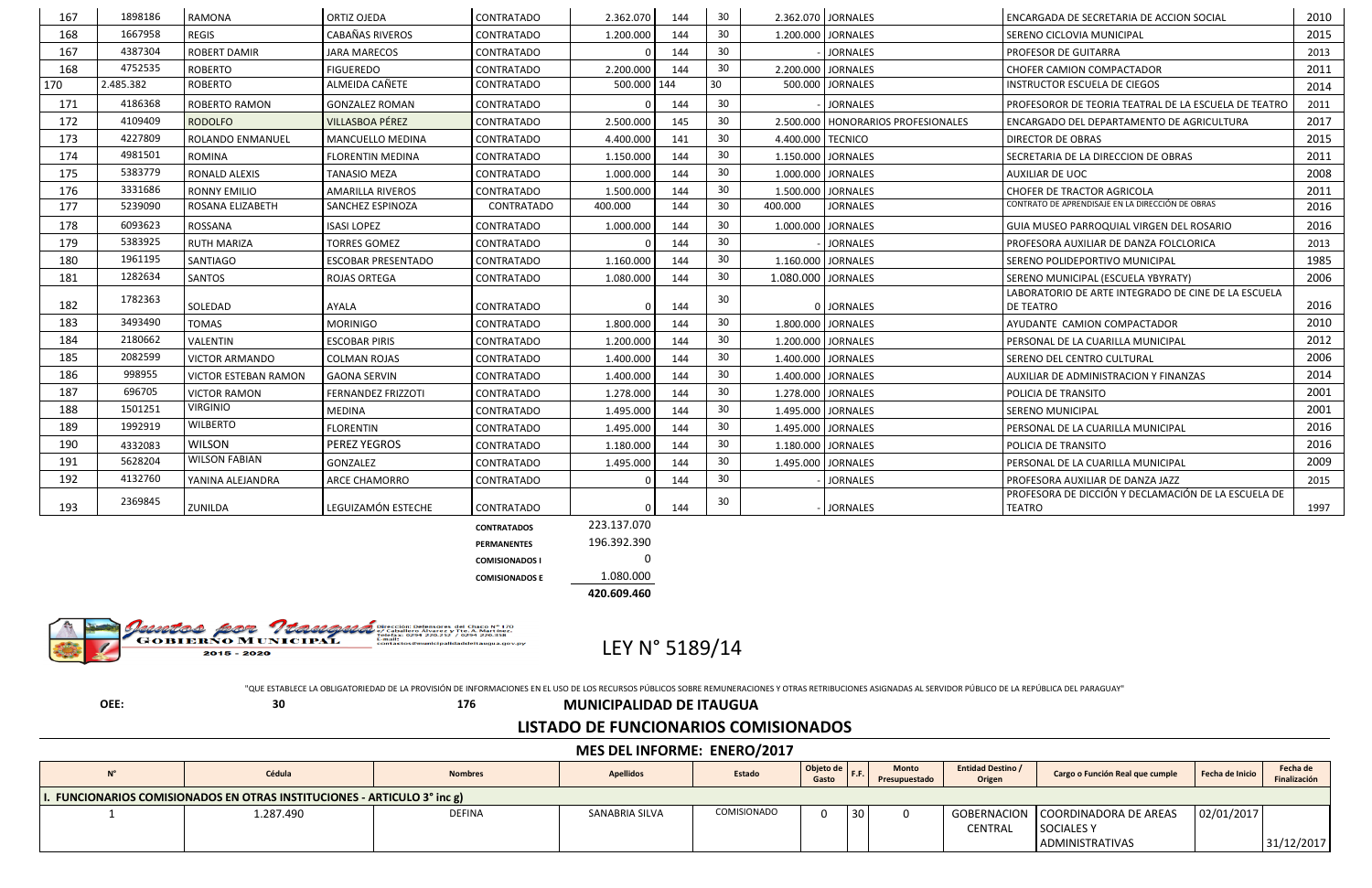| 167 | 1898186 | RAMONA | ORTIZ OJEDA | CONTRATADO | 2.362.070 | 144 | 30 | 2.362.070 | JORNALES | ENCARGADA DE SECRETARIA DE ACCION SOCIAL | 2010 |
|---|---|---|---|---|---|---|---|---|---|---|---|
| 168 | 1667958 | REGIS | CABAÑAS RIVEROS | CONTRATADO | 1.200.000 | 144 | 30 | 1.200.000 | JORNALES | SERENO CICLOVIA MUNICIPAL | 2015 |
| 167 | 4387304 | ROBERT DAMIR | JARA MARECOS | CONTRATADO | 0 | 144 | 30 | - | JORNALES | PROFESOR DE GUITARRA | 2013 |
| 168 | 4752535 | ROBERTO | FIGUEREDO | CONTRATADO | 2.200.000 | 144 | 30 | 2.200.000 | JORNALES | CHOFER CAMION COMPACTADOR | 2011 |
| 170 | 2.485.382 | ROBERTO | ALMEIDA CAÑETE | CONTRATADO | 500.000 | 144 | 30 | 500.000 | JORNALES | INSTRUCTOR ESCUELA DE CIEGOS | 2014 |
| 171 | 4186368 | ROBERTO RAMON | GONZALEZ ROMAN | CONTRATADO | 0 | 144 | 30 | - | JORNALES | PROFESOROR DE TEORIA TEATRAL DE LA ESCUELA DE TEATRO | 2011 |
| 172 | 4109409 | RODOLFO | VILLASBOA PÉREZ | CONTRATADO | 2.500.000 | 145 | 30 | 2.500.000 | HONORARIOS PROFESIONALES | ENCARGADO DEL DEPARTAMENTO DE AGRICULTURA | 2017 |
| 173 | 4227809 | ROLANDO ENMANUEL | MANCUELLO MEDINA | CONTRATADO | 4.400.000 | 141 | 30 | 4.400.000 | TECNICO | DIRECTOR DE OBRAS | 2015 |
| 174 | 4981501 | ROMINA | FLORENTIN MEDINA | CONTRATADO | 1.150.000 | 144 | 30 | 1.150.000 | JORNALES | SECRETARIA DE LA DIRECCION DE OBRAS | 2011 |
| 175 | 5383779 | RONALD ALEXIS | TANASIO MEZA | CONTRATADO | 1.000.000 | 144 | 30 | 1.000.000 | JORNALES | AUXILIAR DE UOC | 2008 |
| 176 | 3331686 | RONNY EMILIO | AMARILLA RIVEROS | CONTRATADO | 1.500.000 | 144 | 30 | 1.500.000 | JORNALES | CHOFER DE TRACTOR AGRICOLA | 2011 |
| 177 | 5239090 | ROSANA ELIZABETH | SANCHEZ ESPINOZA | CONTRATADO | 400.000 | 144 | 30 | 400.000 | JORNALES | CONTRATO DE APRENDISAJE EN LA DIRECCIÓN DE OBRAS | 2016 |
| 178 | 6093623 | ROSSANA | ISASI LOPEZ | CONTRATADO | 1.000.000 | 144 | 30 | 1.000.000 | JORNALES | GUIA MUSEO PARROQUIAL VIRGEN DEL ROSARIO | 2016 |
| 179 | 5383925 | RUTH MARIZA | TORRES GOMEZ | CONTRATADO | 0 | 144 | 30 | - | JORNALES | PROFESORA AUXILIAR DE DANZA FOLCLORICA | 2013 |
| 180 | 1961195 | SANTIAGO | ESCOBAR PRESENTADO | CONTRATADO | 1.160.000 | 144 | 30 | 1.160.000 | JORNALES | SERENO POLIDEPORTIVO MUNICIPAL | 1985 |
| 181 | 1282634 | SANTOS | ROJAS ORTEGA | CONTRATADO | 1.080.000 | 144 | 30 | 1.080.000 | JORNALES | SERENO MUNICIPAL (ESCUELA YBYRATY) | 2006 |
| 182 | 1782363 | SOLEDAD | AYALA | CONTRATADO | 0 | 144 | 30 | 0 | JORNALES | LABORATORIO DE ARTE INTEGRADO DE CINE DE LA ESCUELA DE TEATRO | 2016 |
| 183 | 3493490 | TOMAS | MORINIGO | CONTRATADO | 1.800.000 | 144 | 30 | 1.800.000 | JORNALES | AYUDANTE CAMION COMPACTADOR | 2010 |
| 184 | 2180662 | VALENTIN | ESCOBAR PIRIS | CONTRATADO | 1.200.000 | 144 | 30 | 1.200.000 | JORNALES | PERSONAL DE LA CUARILLA MUNICIPAL | 2012 |
| 185 | 2082599 | VICTOR ARMANDO | COLMAN ROJAS | CONTRATADO | 1.400.000 | 144 | 30 | 1.400.000 | JORNALES | SERENO DEL CENTRO CULTURAL | 2006 |
| 186 | 998955 | VICTOR ESTEBAN RAMON | GAONA SERVIN | CONTRATADO | 1.400.000 | 144 | 30 | 1.400.000 | JORNALES | AUXILIAR DE ADMINISTRACION Y FINANZAS | 2014 |
| 187 | 696705 | VICTOR RAMON | FERNANDEZ FRIZZOTI | CONTRATADO | 1.278.000 | 144 | 30 | 1.278.000 | JORNALES | POLICIA DE TRANSITO | 2001 |
| 188 | 1501251 | VIRGINIO | MEDINA | CONTRATADO | 1.495.000 | 144 | 30 | 1.495.000 | JORNALES | SERENO MUNICIPAL | 2001 |
| 189 | 1992919 | WILBERTO | FLORENTIN | CONTRATADO | 1.495.000 | 144 | 30 | 1.495.000 | JORNALES | PERSONAL DE LA CUARILLA MUNICIPAL | 2016 |
| 190 | 4332083 | WILSON | PEREZ YEGROS | CONTRATADO | 1.180.000 | 144 | 30 | 1.180.000 | JORNALES | POLICIA DE TRANSITO | 2016 |
| 191 | 5628204 | WILSON FABIAN | GONZALEZ | CONTRATADO | 1.495.000 | 144 | 30 | 1.495.000 | JORNALES | PERSONAL DE LA CUARILLA MUNICIPAL | 2009 |
| 192 | 4132760 | YANINA ALEJANDRA | ARCE CHAMORRO | CONTRATADO | 0 | 144 | 30 | - | JORNALES | PROFESORA AUXILIAR DE DANZA JAZZ | 2015 |
| 193 | 2369845 | ZUNILDA | LEGUIZAMÓN ESTECHE | CONTRATADO | 0 | 144 | 30 | - | JORNALES | PROFESORA DE DICCIÓN Y DECLAMACIÓN DE LA ESCUELA DE TEATRO | 1997 |

| | |
|---|---|
| CONTRATADOS | 223.137.070 |
| PERMANENTES | 196.392.390 |
| COMISIONADOS I | 0 |
| COMISIONADOS E | 1.080.000 |
| | **420.609.460** |

Juntos por Itauguá – GOBIERNO MUNICIPAL 2015 - 2020

Dirección: Defensores del Chaco N° 170 c/ Caballero Álvarez y Tte A. Martínez. Telefax: 0294 220.212 / 0294 220.358 E-mail: contactos@municipalidaditaugua.gov.py

# LEY N° 5189/14

"QUE ESTABLECE LA OBLIGATORIEDAD DE LA PROVISIÓN DE INFORMACIONES EN EL USO DE LOS RECURSOS PÚBLICOS SOBRE REMUNERACIONES Y OTRAS RETRIBUCIONES ASIGNADAS AL SERVIDOR PÚBLICO DE LA REPÚBLICA DEL PARAGUAY"

**OEE:** 30 176 **MUNICIPALIDAD DE ITAUGUA**

## LISTADO DE FUNCIONARIOS COMISIONADOS

### MES DEL INFORME: ENERO/2017

| N° | Cédula | Nombres | Apellidos | Estado | Objeto de Gasto | F.F. | Monto Presupuestado | Entidad Destino / Origen | Cargo o Función Real que cumple | Fecha de Inicio | Fecha de Finalización |
|---|---|---|---|---|---|---|---|---|---|---|---|
| **I. FUNCIONARIOS COMISIONADOS EN OTRAS INSTITUCIONES - ARTICULO 3° inc g)** | | | | | | | | | | | |
| 1 | 1.287.490 | DEFINA | SANABRIA SILVA | COMISIONADO | 0 | 30 | 0 | GOBERNACION CENTRAL | COORDINADORA DE AREAS SOCIALES Y ADMINISTRATIVAS | 02/01/2017 | 31/12/2017 |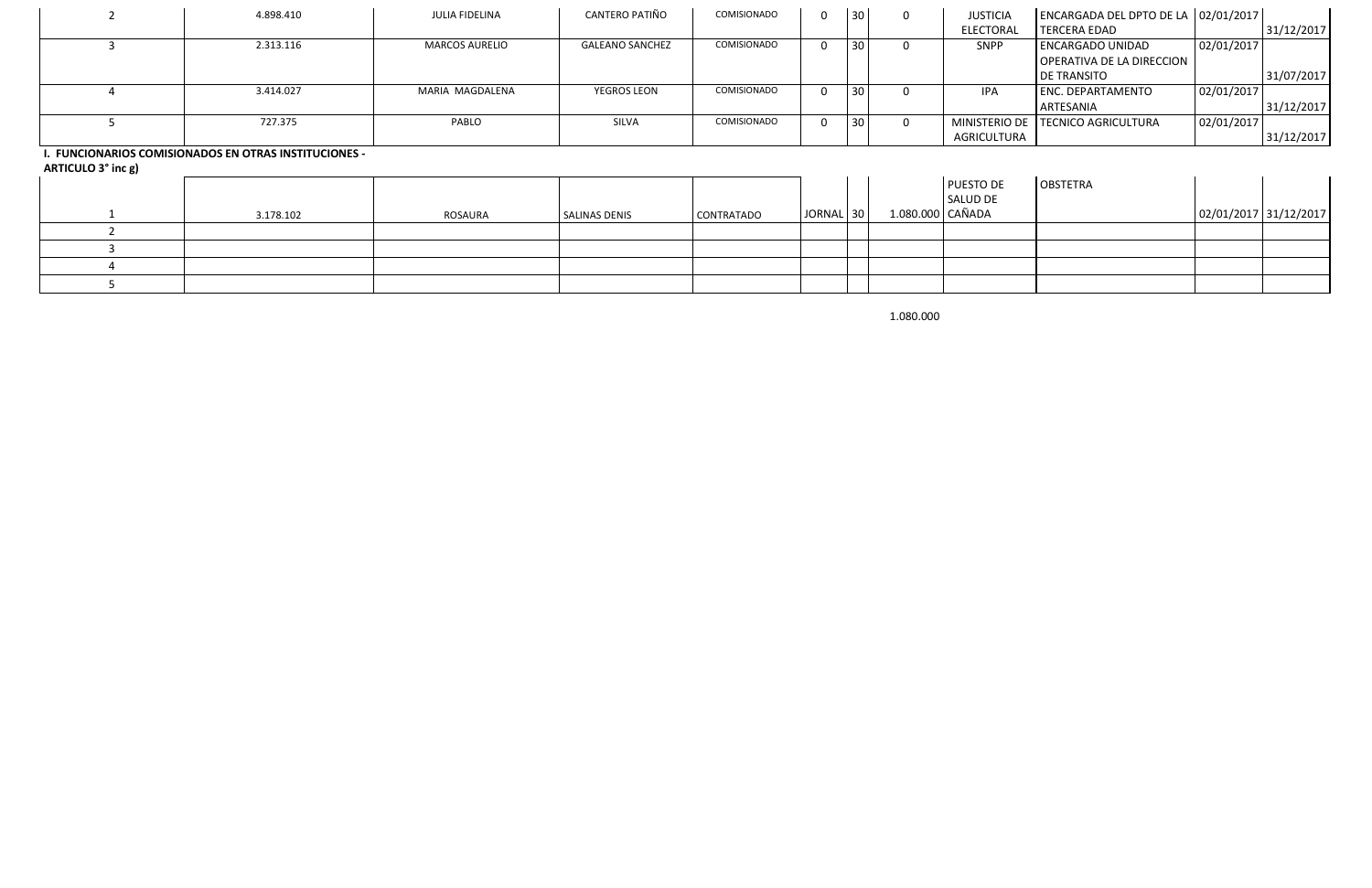| | | | | | | | | | | | |
|---|---|---|---|---|---|---|---|---|---|---|---|
| 2 | 4.898.410 | JULIA FIDELINA | CANTERO PATIÑO | COMISIONADO | 0 | 30 | 0 | JUSTICIA ELECTORAL | ENCARGADA DEL DPTO DE LA TERCERA EDAD | 02/01/2017 | 31/12/2017 |
| 3 | 2.313.116 | MARCOS AURELIO | GALEANO SANCHEZ | COMISIONADO | 0 | 30 | 0 | SNPP | ENCARGADO UNIDAD OPERATIVA DE LA DIRECCION DE TRANSITO | 02/01/2017 | 31/07/2017 |
| 4 | 3.414.027 | MARIA MAGDALENA | YEGROS LEON | COMISIONADO | 0 | 30 | 0 | IPA | ENC. DEPARTAMENTO ARTESANIA | 02/01/2017 | 31/12/2017 |
| 5 | 727.375 | PABLO | SILVA | COMISIONADO | 0 | 30 | 0 | MINISTERIO DE AGRICULTURA | TECNICO AGRICULTURA | 02/01/2017 | 31/12/2017 |

**I. FUNCIONARIOS COMISIONADOS EN OTRAS INSTITUCIONES - ARTICULO 3° inc g)**

| | | | | | | | | | | | |
|---|---|---|---|---|---|---|---|---|---|---|---|
| 1 | 3.178.102 | ROSAURA | SALINAS DENIS | CONTRATADO | JORNAL | 30 | 1.080.000 | PUESTO DE SALUD DE CAÑADA | OBSTETRA | 02/01/2017 | 31/12/2017 |
| 2 | | | | | | | | | | | |
| 3 | | | | | | | | | | | |
| 4 | | | | | | | | | | | |
| 5 | | | | | | | | | | | |

1.080.000